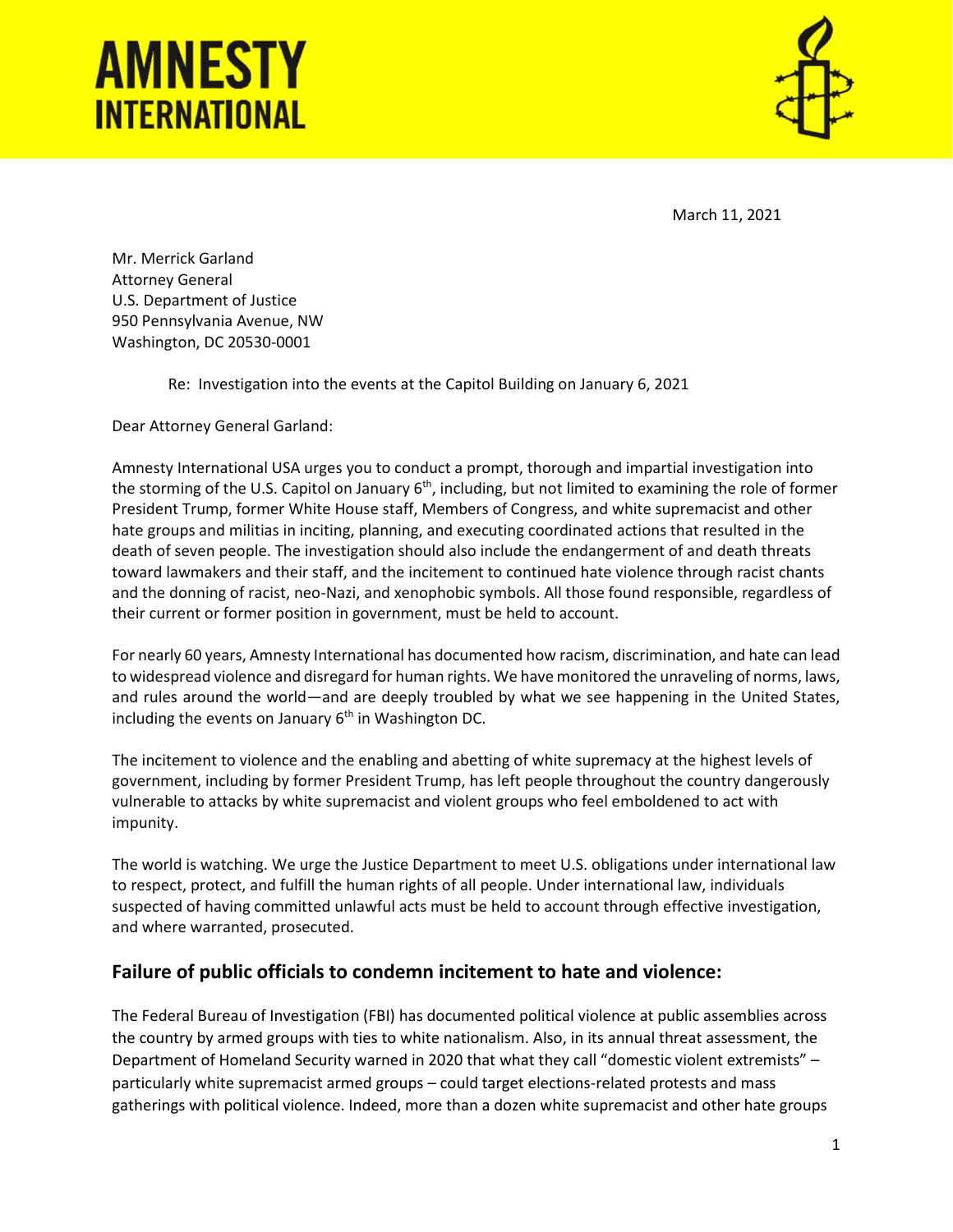# AMNESTY INTERNATIONAL

March 11, 2021

Mr. Merrick Garland
Attorney General
U.S. Department of Justice
950 Pennsylvania Avenue, NW
Washington, DC 20530-0001

Re: Investigation into the events at the Capitol Building on January 6, 2021

Dear Attorney General Garland:

Amnesty International USA urges you to conduct a prompt, thorough and impartial investigation into the storming of the U.S. Capitol on January 6th, including, but not limited to examining the role of former President Trump, former White House staff, Members of Congress, and white supremacist and other hate groups and militias in inciting, planning, and executing coordinated actions that resulted in the death of seven people. The investigation should also include the endangerment of and death threats toward lawmakers and their staff, and the incitement to continued hate violence through racist chants and the donning of racist, neo-Nazi, and xenophobic symbols. All those found responsible, regardless of their current or former position in government, must be held to account.

For nearly 60 years, Amnesty International has documented how racism, discrimination, and hate can lead to widespread violence and disregard for human rights. We have monitored the unraveling of norms, laws, and rules around the world—and are deeply troubled by what we see happening in the United States, including the events on January 6th in Washington DC.

The incitement to violence and the enabling and abetting of white supremacy at the highest levels of government, including by former President Trump, has left people throughout the country dangerously vulnerable to attacks by white supremacist and violent groups who feel emboldened to act with impunity.

The world is watching. We urge the Justice Department to meet U.S. obligations under international law to respect, protect, and fulfill the human rights of all people. Under international law, individuals suspected of having committed unlawful acts must be held to account through effective investigation, and where warranted, prosecuted.

## Failure of public officials to condemn incitement to hate and violence:

The Federal Bureau of Investigation (FBI) has documented political violence at public assemblies across the country by armed groups with ties to white nationalism. Also, in its annual threat assessment, the Department of Homeland Security warned in 2020 that what they call "domestic violent extremists" – particularly white supremacist armed groups – could target elections-related protests and mass gatherings with political violence. Indeed, more than a dozen white supremacist and other hate groups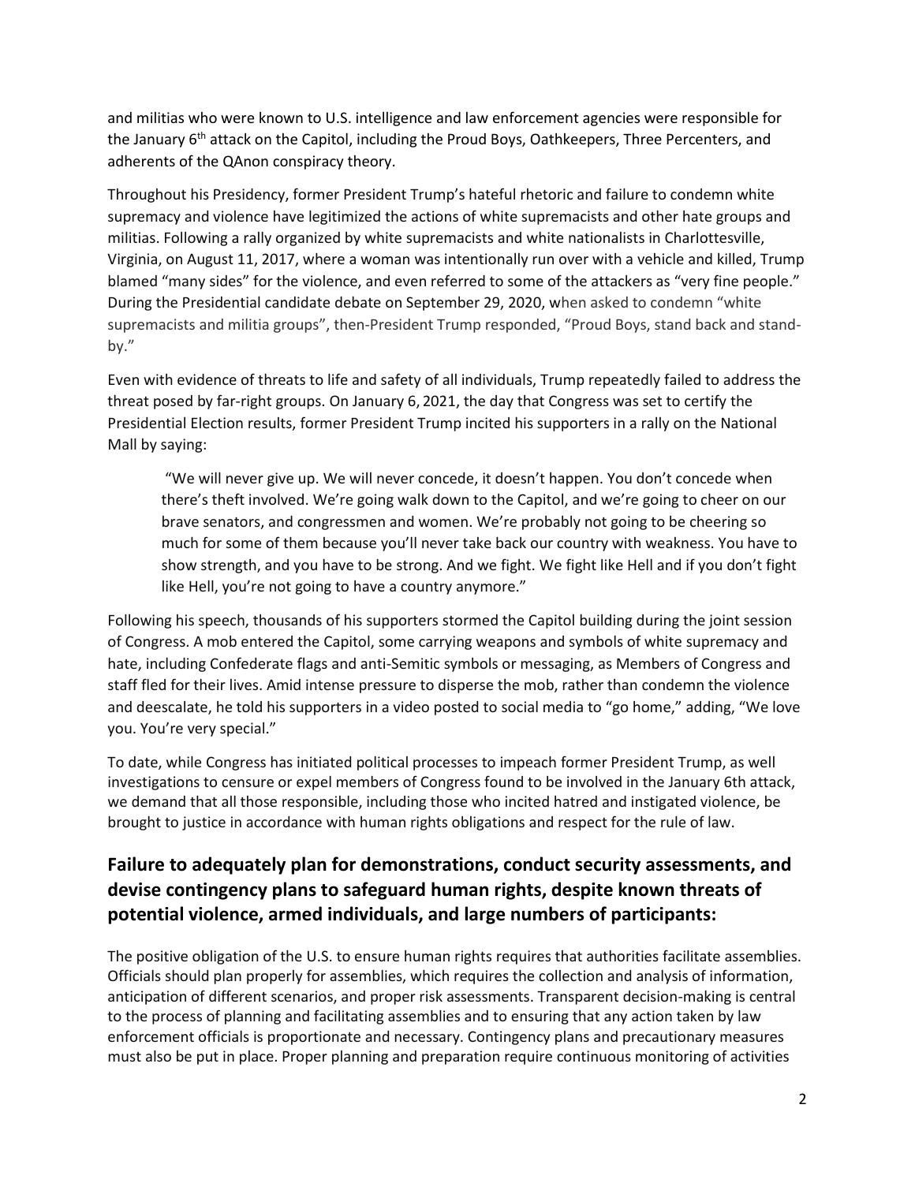and militias who were known to U.S. intelligence and law enforcement agencies were responsible for the January 6th attack on the Capitol, including the Proud Boys, Oathkeepers, Three Percenters, and adherents of the QAnon conspiracy theory.

Throughout his Presidency, former President Trump's hateful rhetoric and failure to condemn white supremacy and violence have legitimized the actions of white supremacists and other hate groups and militias. Following a rally organized by white supremacists and white nationalists in Charlottesville, Virginia, on August 11, 2017, where a woman was intentionally run over with a vehicle and killed, Trump blamed "many sides" for the violence, and even referred to some of the attackers as "very fine people." During the Presidential candidate debate on September 29, 2020, when asked to condemn "white supremacists and militia groups", then-President Trump responded, "Proud Boys, stand back and stand-by."

Even with evidence of threats to life and safety of all individuals, Trump repeatedly failed to address the threat posed by far-right groups. On January 6, 2021, the day that Congress was set to certify the Presidential Election results, former President Trump incited his supporters in a rally on the National Mall by saying:

> "We will never give up. We will never concede, it doesn't happen. You don't concede when there's theft involved. We're going walk down to the Capitol, and we're going to cheer on our brave senators, and congressmen and women. We're probably not going to be cheering so much for some of them because you'll never take back our country with weakness. You have to show strength, and you have to be strong. And we fight. We fight like Hell and if you don't fight like Hell, you're not going to have a country anymore."

Following his speech, thousands of his supporters stormed the Capitol building during the joint session of Congress. A mob entered the Capitol, some carrying weapons and symbols of white supremacy and hate, including Confederate flags and anti-Semitic symbols or messaging, as Members of Congress and staff fled for their lives. Amid intense pressure to disperse the mob, rather than condemn the violence and deescalate, he told his supporters in a video posted to social media to "go home," adding, "We love you. You're very special."

To date, while Congress has initiated political processes to impeach former President Trump, as well investigations to censure or expel members of Congress found to be involved in the January 6th attack, we demand that all those responsible, including those who incited hatred and instigated violence, be brought to justice in accordance with human rights obligations and respect for the rule of law.

## Failure to adequately plan for demonstrations, conduct security assessments, and devise contingency plans to safeguard human rights, despite known threats of potential violence, armed individuals, and large numbers of participants:

The positive obligation of the U.S. to ensure human rights requires that authorities facilitate assemblies. Officials should plan properly for assemblies, which requires the collection and analysis of information, anticipation of different scenarios, and proper risk assessments. Transparent decision-making is central to the process of planning and facilitating assemblies and to ensuring that any action taken by law enforcement officials is proportionate and necessary. Contingency plans and precautionary measures must also be put in place. Proper planning and preparation require continuous monitoring of activities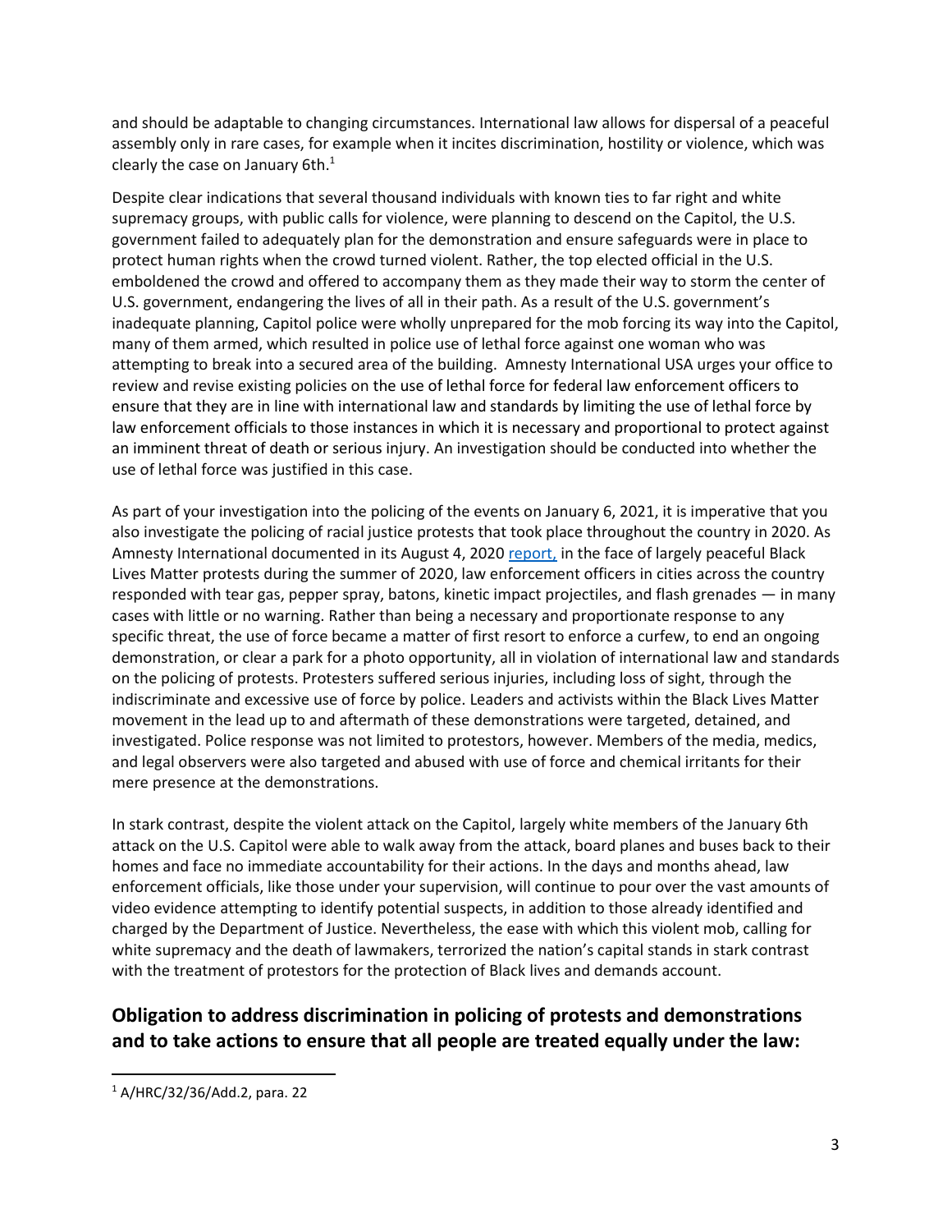and should be adaptable to changing circumstances. International law allows for dispersal of a peaceful assembly only in rare cases, for example when it incites discrimination, hostility or violence, which was clearly the case on January 6th.[1]

Despite clear indications that several thousand individuals with known ties to far right and white supremacy groups, with public calls for violence, were planning to descend on the Capitol, the U.S. government failed to adequately plan for the demonstration and ensure safeguards were in place to protect human rights when the crowd turned violent. Rather, the top elected official in the U.S. emboldened the crowd and offered to accompany them as they made their way to storm the center of U.S. government, endangering the lives of all in their path. As a result of the U.S. government's inadequate planning, Capitol police were wholly unprepared for the mob forcing its way into the Capitol, many of them armed, which resulted in police use of lethal force against one woman who was attempting to break into a secured area of the building. Amnesty International USA urges your office to review and revise existing policies on the use of lethal force for federal law enforcement officers to ensure that they are in line with international law and standards by limiting the use of lethal force by law enforcement officials to those instances in which it is necessary and proportional to protect against an imminent threat of death or serious injury. An investigation should be conducted into whether the use of lethal force was justified in this case.

As part of your investigation into the policing of the events on January 6, 2021, it is imperative that you also investigate the policing of racial justice protests that took place throughout the country in 2020. As Amnesty International documented in its August 4, 2020 report, in the face of largely peaceful Black Lives Matter protests during the summer of 2020, law enforcement officers in cities across the country responded with tear gas, pepper spray, batons, kinetic impact projectiles, and flash grenades — in many cases with little or no warning. Rather than being a necessary and proportionate response to any specific threat, the use of force became a matter of first resort to enforce a curfew, to end an ongoing demonstration, or clear a park for a photo opportunity, all in violation of international law and standards on the policing of protests. Protesters suffered serious injuries, including loss of sight, through the indiscriminate and excessive use of force by police. Leaders and activists within the Black Lives Matter movement in the lead up to and aftermath of these demonstrations were targeted, detained, and investigated. Police response was not limited to protestors, however. Members of the media, medics, and legal observers were also targeted and abused with use of force and chemical irritants for their mere presence at the demonstrations.

In stark contrast, despite the violent attack on the Capitol, largely white members of the January 6th attack on the U.S. Capitol were able to walk away from the attack, board planes and buses back to their homes and face no immediate accountability for their actions. In the days and months ahead, law enforcement officials, like those under your supervision, will continue to pour over the vast amounts of video evidence attempting to identify potential suspects, in addition to those already identified and charged by the Department of Justice. Nevertheless, the ease with which this violent mob, calling for white supremacy and the death of lawmakers, terrorized the nation's capital stands in stark contrast with the treatment of protestors for the protection of Black lives and demands account.

## Obligation to address discrimination in policing of protests and demonstrations and to take actions to ensure that all people are treated equally under the law:

[1] A/HRC/32/36/Add.2, para. 22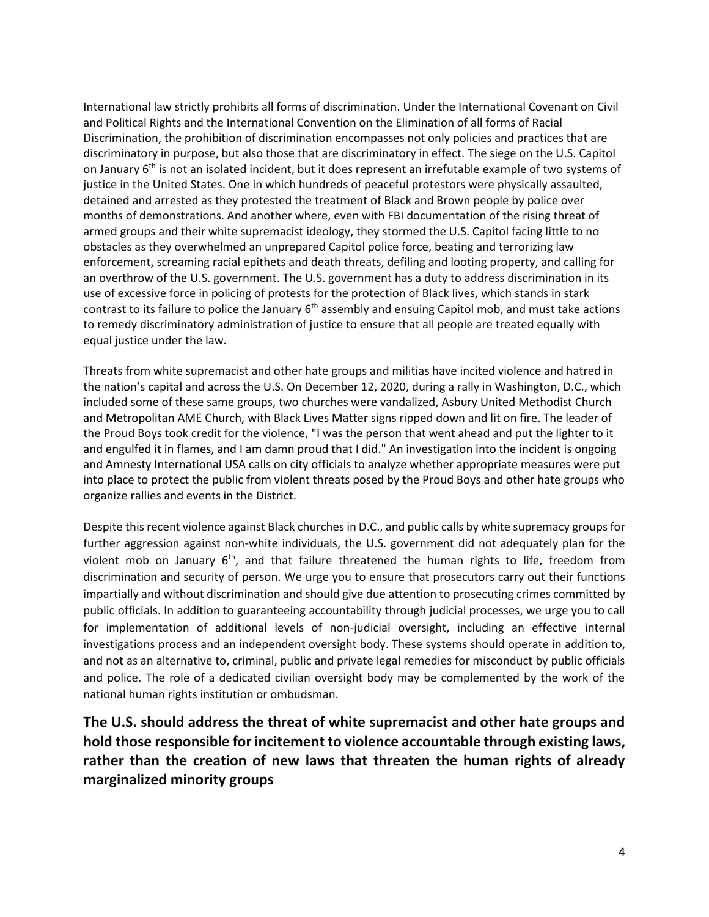International law strictly prohibits all forms of discrimination. Under the International Covenant on Civil and Political Rights and the International Convention on the Elimination of all forms of Racial Discrimination, the prohibition of discrimination encompasses not only policies and practices that are discriminatory in purpose, but also those that are discriminatory in effect. The siege on the U.S. Capitol on January 6th is not an isolated incident, but it does represent an irrefutable example of two systems of justice in the United States. One in which hundreds of peaceful protestors were physically assaulted, detained and arrested as they protested the treatment of Black and Brown people by police over months of demonstrations. And another where, even with FBI documentation of the rising threat of armed groups and their white supremacist ideology, they stormed the U.S. Capitol facing little to no obstacles as they overwhelmed an unprepared Capitol police force, beating and terrorizing law enforcement, screaming racial epithets and death threats, defiling and looting property, and calling for an overthrow of the U.S. government. The U.S. government has a duty to address discrimination in its use of excessive force in policing of protests for the protection of Black lives, which stands in stark contrast to its failure to police the January 6th assembly and ensuing Capitol mob, and must take actions to remedy discriminatory administration of justice to ensure that all people are treated equally with equal justice under the law.

Threats from white supremacist and other hate groups and militias have incited violence and hatred in the nation's capital and across the U.S. On December 12, 2020, during a rally in Washington, D.C., which included some of these same groups, two churches were vandalized, Asbury United Methodist Church and Metropolitan AME Church, with Black Lives Matter signs ripped down and lit on fire. The leader of the Proud Boys took credit for the violence, "I was the person that went ahead and put the lighter to it and engulfed it in flames, and I am damn proud that I did." An investigation into the incident is ongoing and Amnesty International USA calls on city officials to analyze whether appropriate measures were put into place to protect the public from violent threats posed by the Proud Boys and other hate groups who organize rallies and events in the District.

Despite this recent violence against Black churches in D.C., and public calls by white supremacy groups for further aggression against non-white individuals, the U.S. government did not adequately plan for the violent mob on January 6th, and that failure threatened the human rights to life, freedom from discrimination and security of person. We urge you to ensure that prosecutors carry out their functions impartially and without discrimination and should give due attention to prosecuting crimes committed by public officials. In addition to guaranteeing accountability through judicial processes, we urge you to call for implementation of additional levels of non-judicial oversight, including an effective internal investigations process and an independent oversight body. These systems should operate in addition to, and not as an alternative to, criminal, public and private legal remedies for misconduct by public officials and police. The role of a dedicated civilian oversight body may be complemented by the work of the national human rights institution or ombudsman.

## The U.S. should address the threat of white supremacist and other hate groups and hold those responsible for incitement to violence accountable through existing laws, rather than the creation of new laws that threaten the human rights of already marginalized minority groups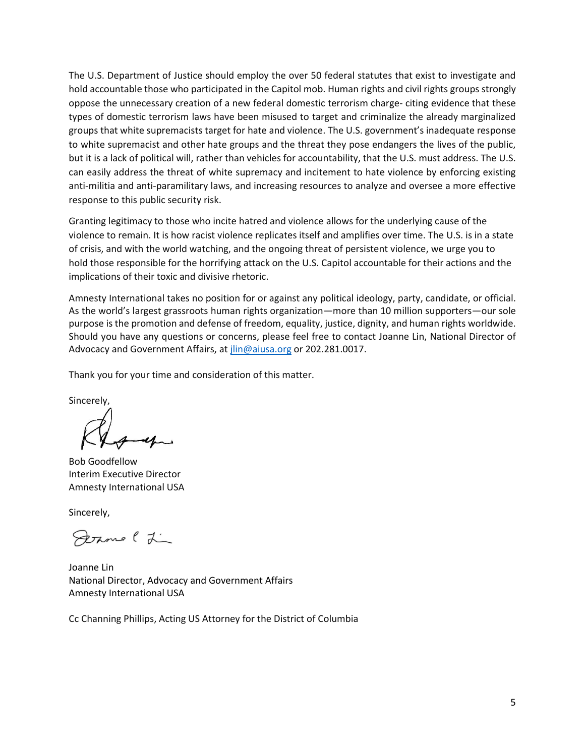The U.S. Department of Justice should employ the over 50 federal statutes that exist to investigate and hold accountable those who participated in the Capitol mob. Human rights and civil rights groups strongly oppose the unnecessary creation of a new federal domestic terrorism charge- citing evidence that these types of domestic terrorism laws have been misused to target and criminalize the already marginalized groups that white supremacists target for hate and violence. The U.S. government's inadequate response to white supremacist and other hate groups and the threat they pose endangers the lives of the public, but it is a lack of political will, rather than vehicles for accountability, that the U.S. must address. The U.S. can easily address the threat of white supremacy and incitement to hate violence by enforcing existing anti-militia and anti-paramilitary laws, and increasing resources to analyze and oversee a more effective response to this public security risk.

Granting legitimacy to those who incite hatred and violence allows for the underlying cause of the violence to remain. It is how racist violence replicates itself and amplifies over time. The U.S. is in a state of crisis, and with the world watching, and the ongoing threat of persistent violence, we urge you to hold those responsible for the horrifying attack on the U.S. Capitol accountable for their actions and the implications of their toxic and divisive rhetoric.

Amnesty International takes no position for or against any political ideology, party, candidate, or official. As the world's largest grassroots human rights organization—more than 10 million supporters—our sole purpose is the promotion and defense of freedom, equality, justice, dignity, and human rights worldwide. Should you have any questions or concerns, please feel free to contact Joanne Lin, National Director of Advocacy and Government Affairs, at jlin@aiusa.org or 202.281.0017.

Thank you for your time and consideration of this matter.

Sincerely,

Bob Goodfellow
Interim Executive Director
Amnesty International USA

Sincerely,

Joanne Lin
National Director, Advocacy and Government Affairs
Amnesty International USA

Cc Channing Phillips, Acting US Attorney for the District of Columbia